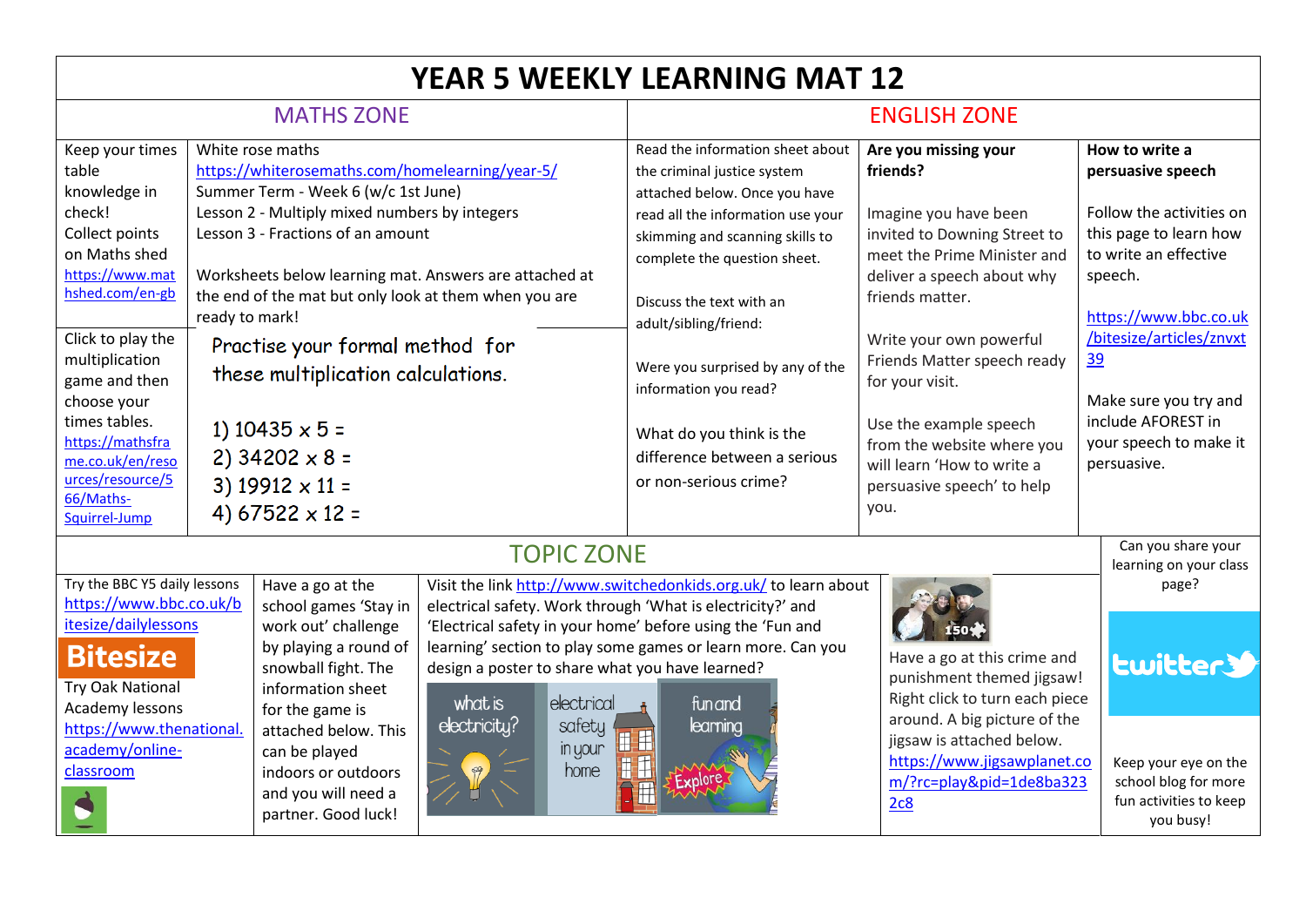# YEAR 5 WEEKLY LEARNING MAT 12

## MATHS ZONE

Keep your times table knowledge in check! Collect points on Maths shed https://www.mathshed.com/en-gb

White rose maths
https://whiterosemaths.com/homelearning/year-5/
Summer Term - Week 6 (w/c 1st June)
Lesson 2 - Multiply mixed numbers by integers
Lesson 3 - Fractions of an amount

Worksheets below learning mat. Answers are attached at the end of the mat but only look at them when you are ready to mark!

Click to play the multiplication game and then choose your times tables. https://mathsframe.co.uk/en/resources/resource/566/Maths-Squirrel-Jump

Practise your formal method for these multiplication calculations.

1) $10435 \times 5 =$
2) $34202 \times 8 =$
3) $19912 \times 11 =$
4) $67522 \times 12 =$

## ENGLISH ZONE

Read the information sheet about the criminal justice system attached below. Once you have read all the information use your skimming and scanning skills to complete the question sheet.

Discuss the text with an adult/sibling/friend:

Were you surprised by any of the information you read?

What do you think is the difference between a serious or non-serious crime?

**Are you missing your friends?**

Imagine you have been invited to Downing Street to meet the Prime Minister and deliver a speech about why friends matter.

Write your own powerful Friends Matter speech ready for your visit.

Use the example speech from the website where you will learn 'How to write a persuasive speech' to help you.

**How to write a persuasive speech**

Follow the activities on this page to learn how to write an effective speech.

https://www.bbc.co.uk/bitesize/articles/znvxt39

Make sure you try and include AFOREST in your speech to make it persuasive.

## TOPIC ZONE

Try the BBC Y5 daily lessons https://www.bbc.co.uk/bitesize/dailylessons

Bitesize

Try Oak National Academy lessons https://www.thenational.academy/online-classroom

Have a go at the school games 'Stay in work out' challenge by playing a round of snowball fight. The information sheet for the game is attached below. This can be played indoors or outdoors and you will need a partner. Good luck!

Visit the link http://www.switchedonkids.org.uk/ to learn about electrical safety. Work through 'What is electricity?' and 'Electrical safety in your home' before using the 'Fun and learning' section to play some games or learn more. Can you design a poster to share what you have learned?

what is electricity? | electrical safety in your home | fun and learning | Explore

150

Have a go at this crime and punishment themed jigsaw! Right click to turn each piece around. A big picture of the jigsaw is attached below.
https://www.jigsawplanet.com/?rc=play&pid=1de8ba3232c8

Can you share your learning on your class page?

twitter

Keep your eye on the school blog for more fun activities to keep you busy!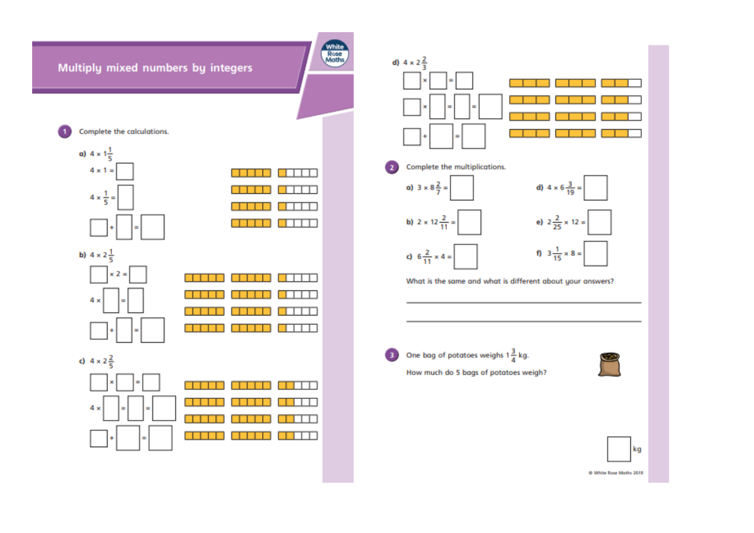# Multiply mixed numbers by integers

**1** Complete the calculations.

a) $4 \times 1\frac{1}{5}$

$4 \times 1 = \square$

$4 \times \frac{1}{5} = \square$

$\square + \square = \square$

b) $4 \times 2\frac{1}{5}$

$\square \times 2 = \square$

$4 \times \square = \square$

$\square + \square = \square$

c) $4 \times 2\frac{2}{5}$

$\square \times \square = \square$

$4 \times \square = \square = \square$

$\square + \square = \square$

d) $4 \times 2\frac{2}{3}$

$\square \times \square = \square$

$\square \times \square = \square = \square$

$\square + \square = \square$

**2** Complete the multiplications.

a) $3 \times 8\frac{2}{7} = \square$

b) $2 \times 12\frac{2}{11} = \square$

c) $6\frac{2}{11} \times 4 = \square$

d) $4 \times 6\frac{3}{19} = \square$

e) $2\frac{2}{25} \times 12 = \square$

f) $3\frac{1}{15} \times 8 = \square$

What is the same and what is different about your answers?

\_\_\_\_\_\_\_\_\_\_\_\_\_\_\_\_\_\_\_\_\_\_\_\_\_\_\_\_\_\_\_\_\_\_\_\_\_\_\_\_

\_\_\_\_\_\_\_\_\_\_\_\_\_\_\_\_\_\_\_\_\_\_\_\_\_\_\_\_\_\_\_\_\_\_\_\_\_\_\_\_

**3** One bag of potatoes weighs $1\frac{3}{4}$ kg.

How much do 5 bags of potatoes weigh?

$\square$ kg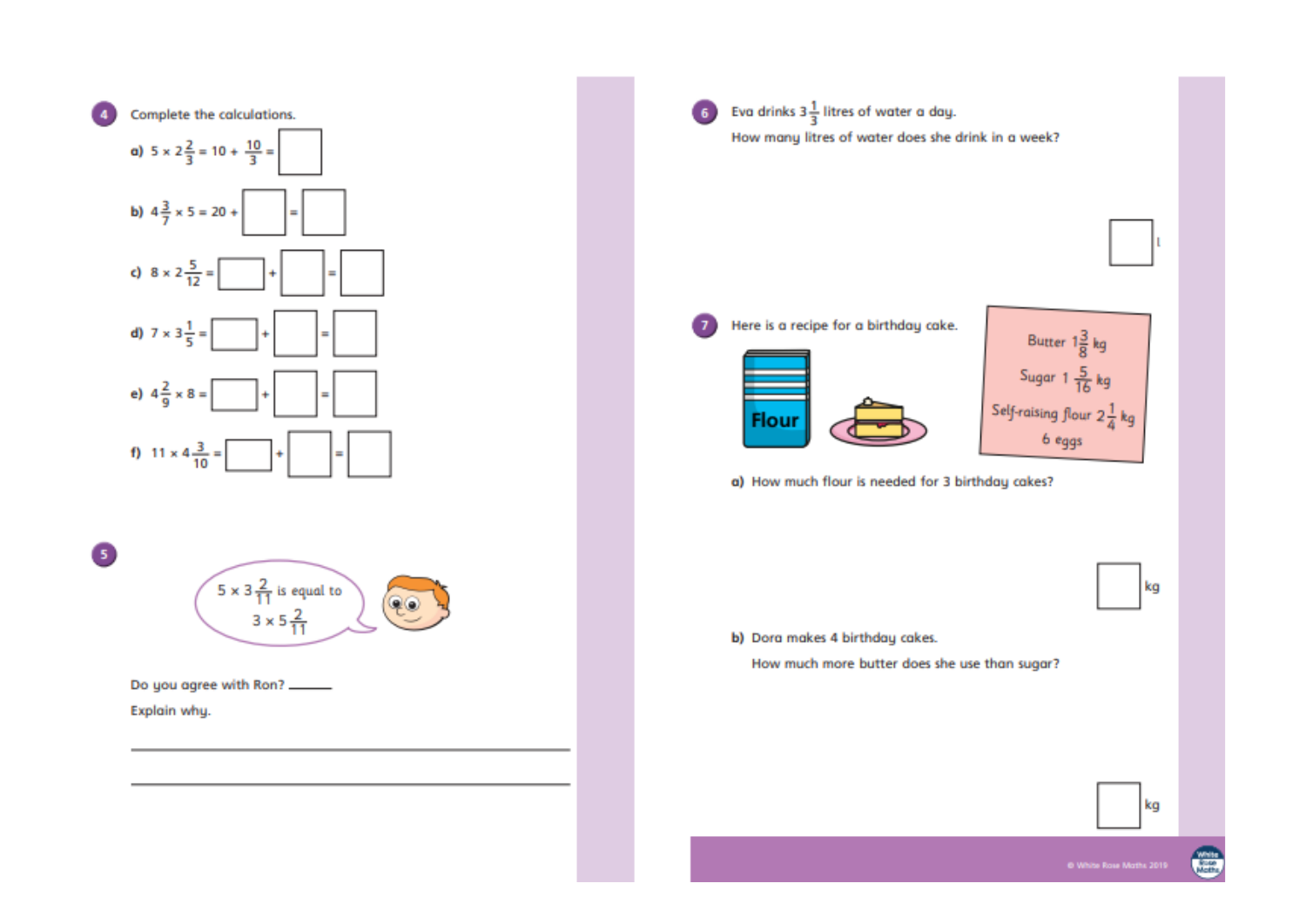**4** Complete the calculations.

a) $5 \times 2\frac{2}{3} = 10 + \frac{10}{3} = \square$

b) $4\frac{3}{7} \times 5 = 20 + \square = \square$

c) $8 \times 2\frac{5}{12} = \square + \square = \square$

d) $7 \times 3\frac{1}{5} = \square + \square = \square$

e) $4\frac{2}{9} \times 8 = \square + \square = \square$

f) $11 \times 4\frac{3}{10} = \square + \square = \square$

**5**

$5 \times 3\frac{2}{11}$ is equal to $3 \times 5\frac{2}{11}$

Do you agree with Ron? ______

Explain why.

---

---

**6** Eva drinks $3\frac{1}{3}$ litres of water a day.

How many litres of water does she drink in a week?

$\square$ l

**7** Here is a recipe for a birthday cake.

Butter $1\frac{3}{8}$ kg

Sugar $1\frac{5}{16}$ kg

Self-raising flour $2\frac{1}{4}$ kg

6 eggs

a) How much flour is needed for 3 birthday cakes?

$\square$ kg

b) Dora makes 4 birthday cakes.

How much more butter does she use than sugar?

$\square$ kg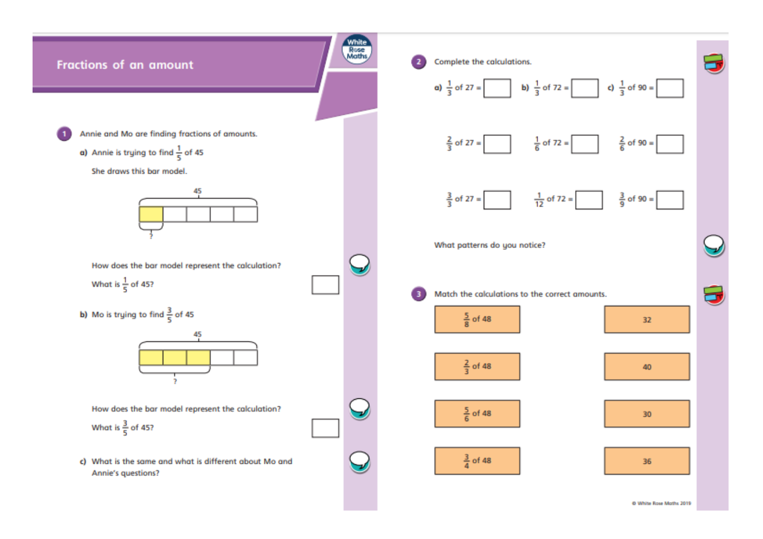# Fractions of an amount

**1** Annie and Mo are finding fractions of amounts.

a) Annie is trying to find $\frac{1}{5}$ of 45

She draws this bar model.

45

?

How does the bar model represent the calculation?

What is $\frac{1}{5}$ of 45? ☐

b) Mo is trying to find $\frac{3}{5}$ of 45

45

?

How does the bar model represent the calculation?

What is $\frac{3}{5}$ of 45? ☐

c) What is the same and what is different about Mo and Annie's questions?

**2** Complete the calculations.

a) $\frac{1}{3}$ of 27 = ☐  b) $\frac{1}{3}$ of 72 = ☐  c) $\frac{1}{3}$ of 90 = ☐

$\frac{2}{3}$ of 27 = ☐  $\frac{1}{6}$ of 72 = ☐  $\frac{2}{6}$ of 90 = ☐

$\frac{3}{3}$ of 27 = ☐  $\frac{1}{12}$ of 72 = ☐  $\frac{3}{9}$ of 90 = ☐

What patterns do you notice?

**3** Match the calculations to the correct amounts.

| Calculation | Amount |
|---|---|
| $\frac{5}{8}$ of 48 | 32 |
| $\frac{2}{3}$ of 48 | 40 |
| $\frac{5}{6}$ of 48 | 30 |
| $\frac{3}{4}$ of 48 | 36 |

© White Rose Maths 2019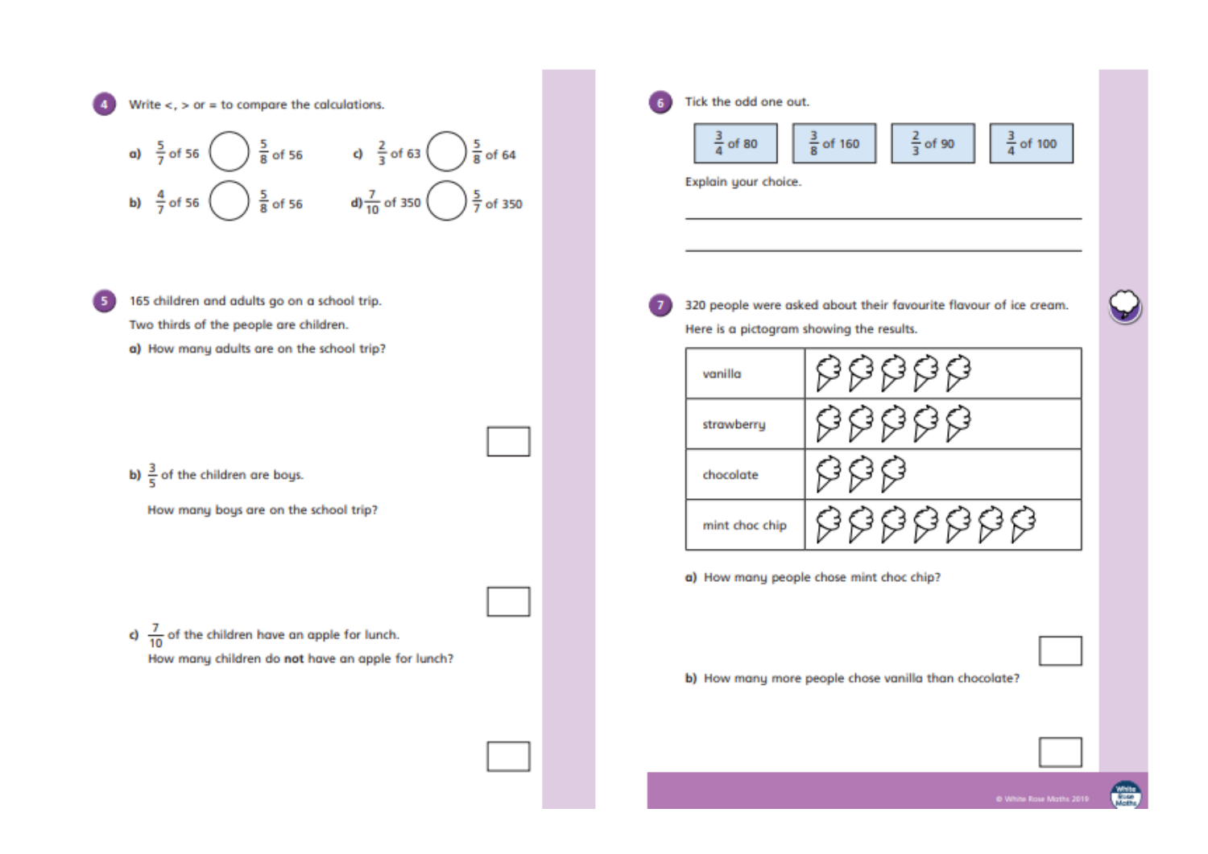**4** Write <, > or = to compare the calculations.

a) $\frac{5}{7}$ of 56 ◯ $\frac{5}{8}$ of 56

b) $\frac{4}{7}$ of 56 ◯ $\frac{5}{8}$ of 56

c) $\frac{2}{3}$ of 63 ◯ $\frac{5}{8}$ of 64

d) $\frac{7}{10}$ of 350 ◯ $\frac{5}{7}$ of 350

**5** 165 children and adults go on a school trip.

Two thirds of the people are children.

a) How many adults are on the school trip?

☐

b) $\frac{3}{5}$ of the children are boys.

How many boys are on the school trip?

☐

c) $\frac{7}{10}$ of the children have an apple for lunch.

How many children do **not** have an apple for lunch?

☐

**6** Tick the odd one out.

| $\frac{3}{4}$ of 80 | $\frac{3}{8}$ of 160 | $\frac{2}{3}$ of 90 | $\frac{3}{4}$ of 100 |
|---|---|---|---|

Explain your choice.

______________________________

______________________________

**7** 320 people were asked about their favourite flavour of ice cream.

Here is a pictogram showing the results.

| | |
|---|---|
| vanilla | 🍦🍦🍦🍦🍦 |
| strawberry | 🍦🍦🍦🍦🍦 |
| chocolate | 🍦🍦🍦 |
| mint choc chip | 🍦🍦🍦🍦🍦🍦🍦 |

a) How many people chose mint choc chip?

☐

b) How many more people chose vanilla than chocolate?

☐

© White Rose Maths 2019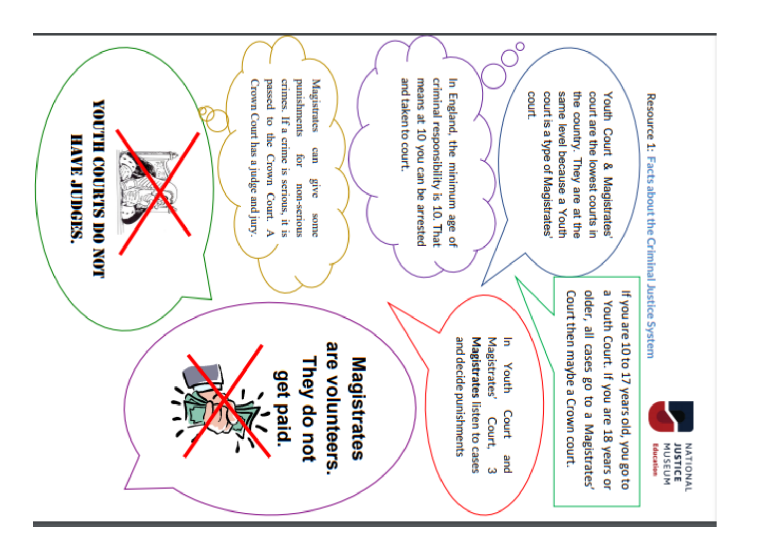## Resource 1: Facts about the Criminal Justice System

NATIONAL JUSTICE MUSEUM Education

Youth Court & Magistrates' court are the lowest courts in the country. They are at the same level because a Youth court is a type of Magistrates' court.

In England, the minimum age of criminal responsibility is 10. That means at 10 you can be arrested and taken to court.

Magistrates can give some punishments for non-serious crimes. If a crime is serious, it is passed to the Crown Court. A Crown Court has a judge and jury.

**YOUTH COURTS DO NOT HAVE JUDGES.**

If you are 10 to 17 years old, you go to a Youth Court. If you are 18 years or older, all cases go to a Magistrates' Court then maybe a Crown court.

In Youth Court and Magistrates' Court, 3 **Magistrates** listen to cases and decide punishments

**Magistrates are volunteers. They do not get paid.**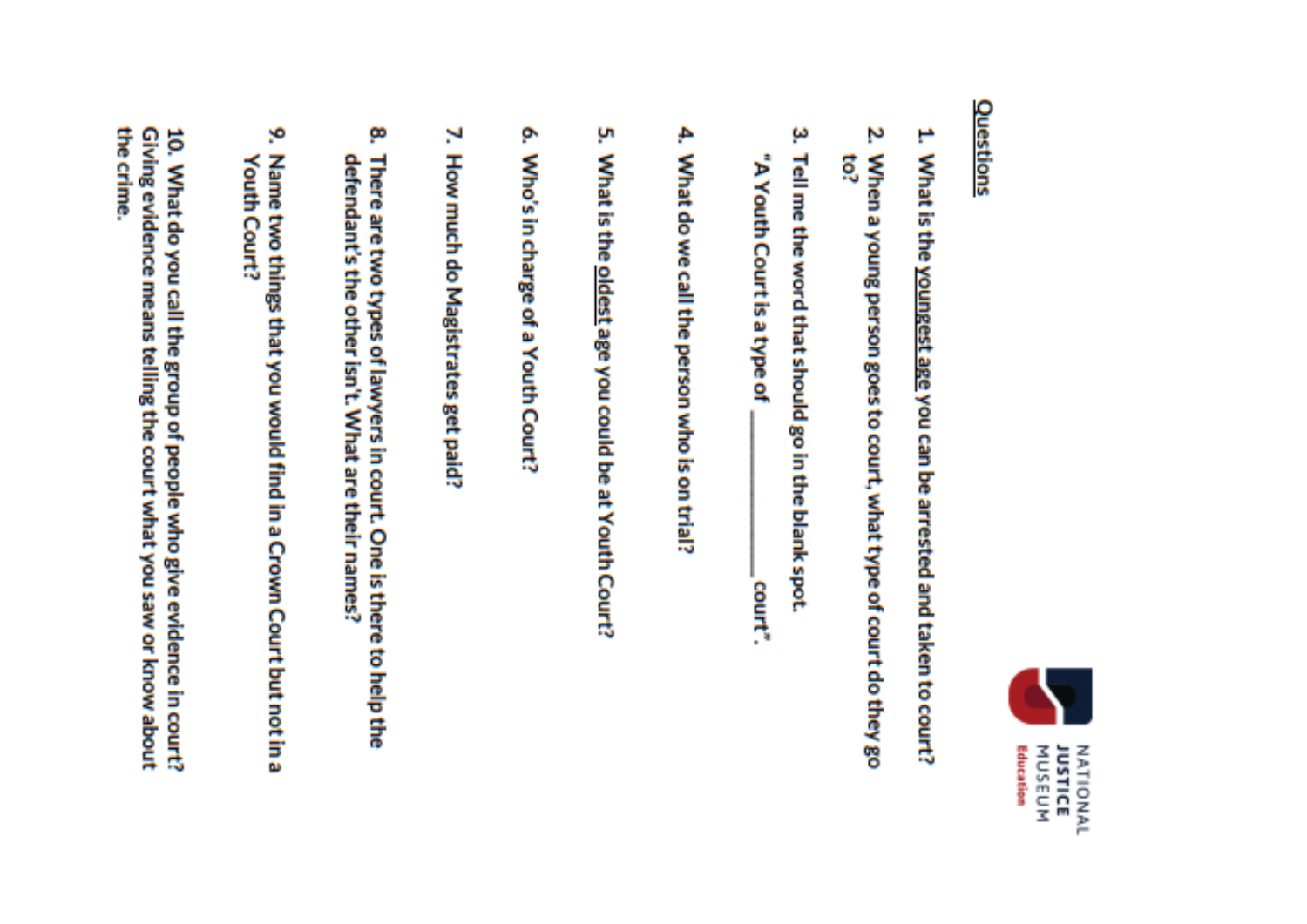NATIONAL JUSTICE MUSEUM Education

## Questions

1. What is the youngest age you can be arrested and taken to court?
2. When a young person goes to court, what type of court do they go to?
3. Tell me the word that should go in the blank spot.
   "A Youth Court is a type of ____________ court".
4. What do we call the person who is on trial?
5. What is the oldest age you could be at Youth Court?
6. Who's in charge of a Youth Court?
7. How much do Magistrates get paid?
8. There are two types of lawyers in court. One is there to help the defendant's the other isn't. What are their names?
9. Name two things that you would find in a Crown Court but not in a Youth Court?
10. What do you call the group of people who give evidence in court? Giving evidence means telling the court what you saw or know about the crime.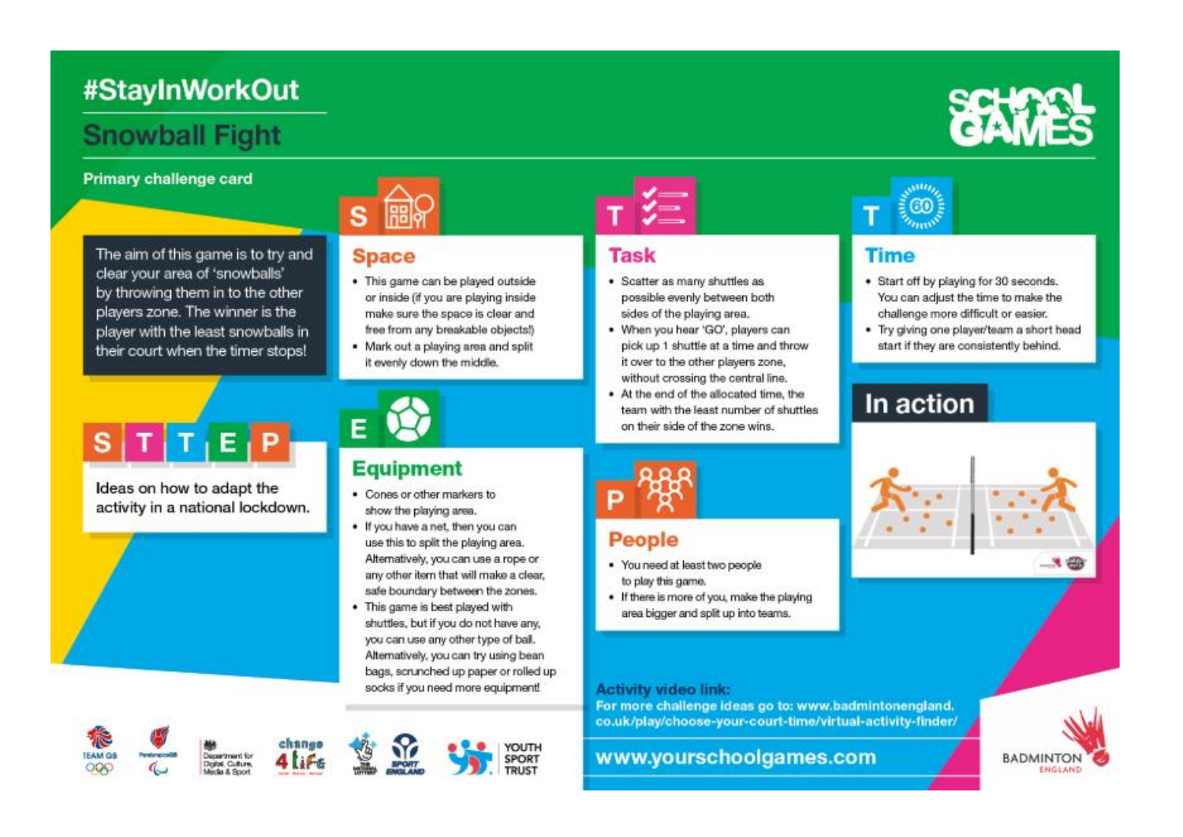# #StayInWorkOut

## Snowball Fight

**Primary challenge card**

The aim of this game is to try and clear your area of 'snowballs' by throwing them in to the other players zone. The winner is the player with the least snowballs in their court when the timer stops!

**S T T E P**

Ideas on how to adapt the activity in a national lockdown.

### Space

- This game can be played outside or inside (if you are playing inside make sure the space is clear and free from any breakable objects!)
- Mark out a playing area and split it evenly down the middle.

### Equipment

- Cones or other markers to show the playing area.
- If you have a net, then you can use this to split the playing area. Alternatively, you can use a rope or any other item that will make a clear, safe boundary between the zones.
- This game is best played with shuttles, but if you do not have any, you can use any other type of ball. Alternatively, you can try using bean bags, scrunched up paper or rolled up socks if you need more equipment!

### Task

- Scatter as many shuttles as possible evenly between both sides of the playing area.
- When you hear 'GO', players can pick up 1 shuttle at a time and throw it over to the other players zone, without crossing the central line.
- At the end of the allocated time, the team with the least number of shuttles on their side of the zone wins.

### People

- You need at least two people to play this game.
- If there is more of you, make the playing area bigger and split up into teams.

### Time

- Start off by playing for 30 seconds. You can adjust the time to make the challenge more difficult or easier.
- Try giving one player/team a short head start if they are consistently behind.

### In action

**Activity video link:**

**For more challenge ideas go to: www.badmintonengland.co.uk/play/choose-your-court-time/virtual-activity-finder/**

**www.yourschoolgames.com**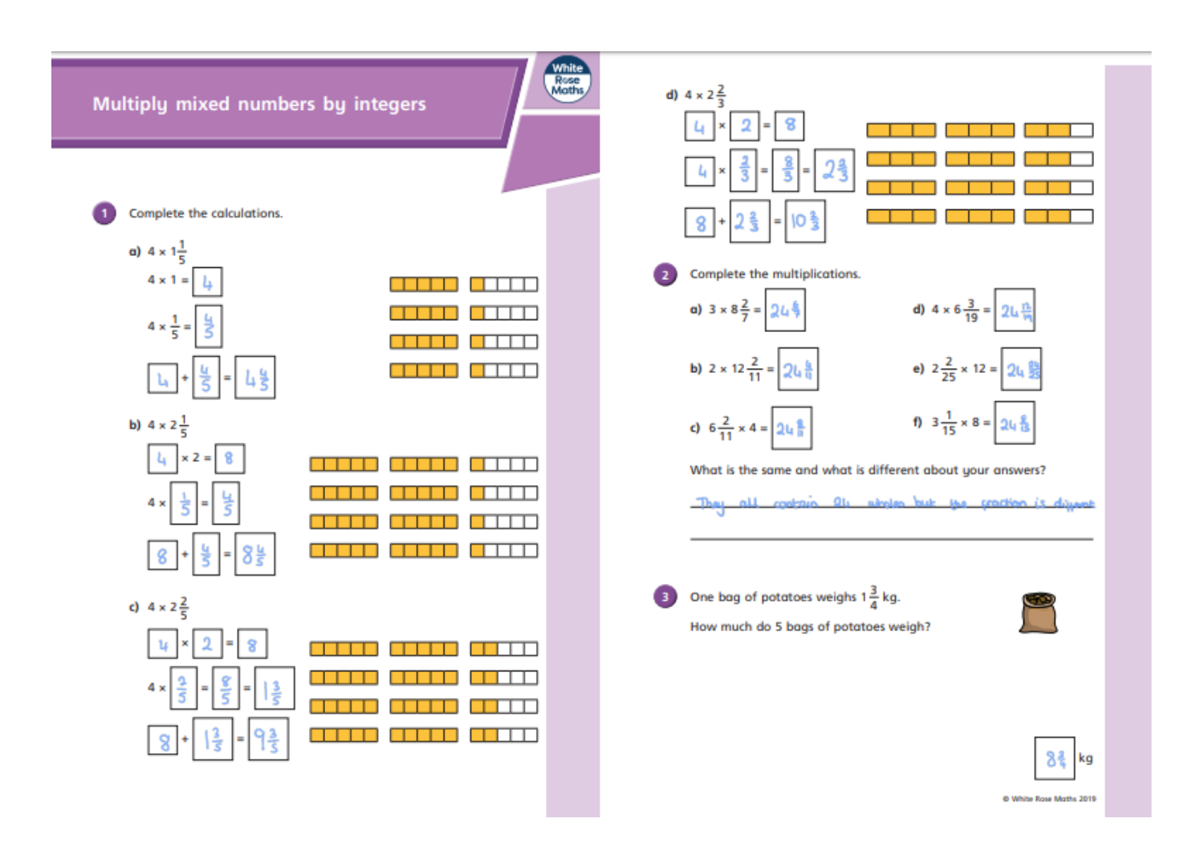# Multiply mixed numbers by integers

**1** Complete the calculations.

a) $4 \times 1\frac{1}{5}$

$4 \times 1 =$ 4

$4 \times \frac{1}{5} =$ $\frac{4}{5}$

4 + $\frac{4}{5}$ = $4\frac{4}{5}$

b) $4 \times 2\frac{1}{5}$

4 $\times 2 =$ 8

$4 \times$ $\frac{1}{5}$ = $\frac{4}{5}$

8 + $\frac{4}{5}$ = $8\frac{4}{5}$

c) $4 \times 2\frac{2}{5}$

4 × 2 = 8

$4 \times$ $\frac{2}{5}$ = $\frac{8}{5}$ = $1\frac{3}{5}$

8 + $1\frac{3}{5}$ = $9\frac{3}{5}$

d) $4 \times 2\frac{2}{3}$

4 × 2 = 8

4 × $\frac{2}{3}$ = $\frac{8}{3}$ = $2\frac{2}{3}$

8 + $2\frac{2}{3}$ = $10\frac{2}{3}$

**2** Complete the multiplications.

a) $3 \times 8\frac{2}{7} =$ $24\frac{6}{7}$

b) $2 \times 12\frac{2}{11} =$ $24\frac{4}{11}$

c) $6\frac{2}{11} \times 4 =$ $24\frac{8}{11}$

d) $4 \times 6\frac{3}{19} =$ $24\frac{12}{19}$

e) $2\frac{2}{25} \times 12 =$ $24\frac{24}{25}$

f) $3\frac{1}{15} \times 8 =$ $24\frac{8}{15}$

What is the same and what is different about your answers?

They all contain 24 wholes but the fraction is different

**3** One bag of potatoes weighs $1\frac{3}{4}$ kg.

How much do 5 bags of potatoes weigh?

$8\frac{3}{4}$ kg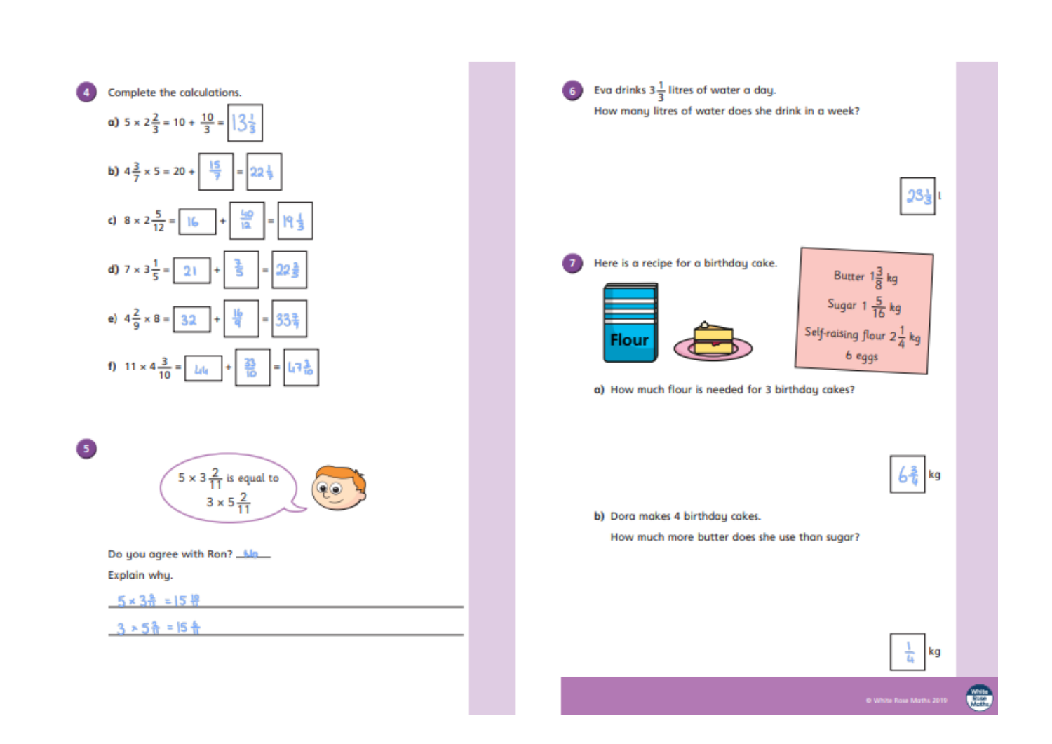**4** Complete the calculations.

a) $5 \times 2\frac{2}{3} = 10 + \frac{10}{3} = $ $13\frac{1}{3}$

b) $4\frac{3}{7} \times 5 = 20 + $ $\frac{15}{7}$ $=$ $22\frac{1}{7}$

c) $8 \times 2\frac{5}{12} = $ $16$ $+$ $\frac{40}{12}$ $=$ $19\frac{1}{3}$

d) $7 \times 3\frac{1}{5} = $ $21$ $+$ $\frac{7}{5}$ $=$ $22\frac{2}{5}$

e) $4\frac{2}{9} \times 8 = $ $32$ $+$ $\frac{16}{9}$ $=$ $33\frac{7}{9}$

f) $11 \times 4\frac{3}{10} = $ $44$ $+$ $\frac{33}{10}$ $=$ $47\frac{3}{10}$

**5**

$5 \times 3\frac{2}{11}$ is equal to $3 \times 5\frac{2}{11}$

Do you agree with Ron? No

Explain why.

$5 \times 3\frac{2}{11} = 15\frac{10}{11}$

$3 \times 5\frac{2}{11} = 15\frac{6}{11}$

**6** Eva drinks $3\frac{1}{3}$ litres of water a day.

How many litres of water does she drink in a week?

$23\frac{1}{3}$ l

**7** Here is a recipe for a birthday cake.

Butter $1\frac{3}{8}$ kg
Sugar $1\frac{5}{16}$ kg
Self-raising flour $2\frac{1}{4}$ kg
6 eggs

a) How much flour is needed for 3 birthday cakes?

$6\frac{3}{4}$ kg

b) Dora makes 4 birthday cakes.

How much more butter does she use than sugar?

$\frac{1}{4}$ kg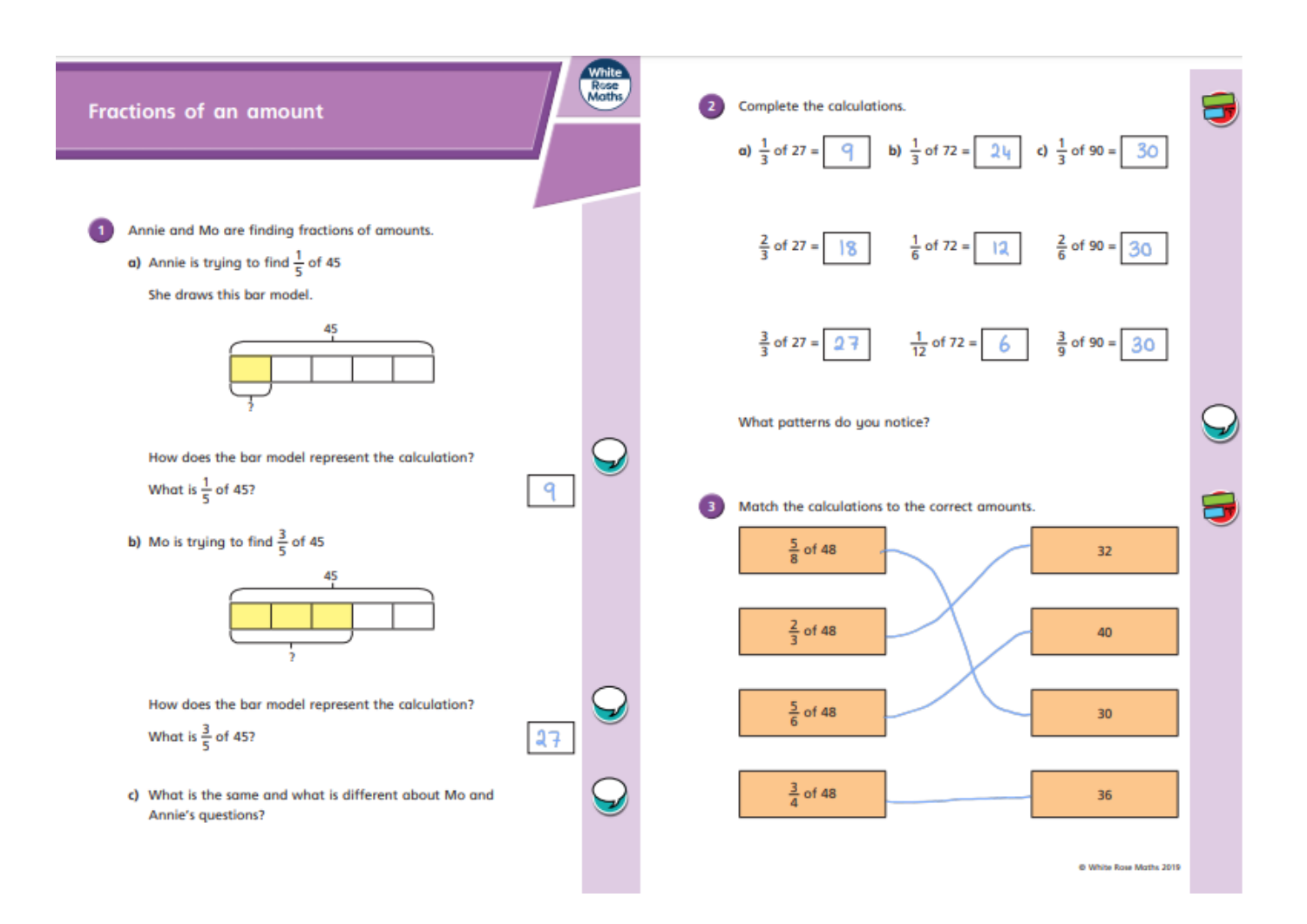# Fractions of an amount

**1** Annie and Mo are finding fractions of amounts.

**a)** Annie is trying to find $\frac{1}{5}$ of 45

She draws this bar model.

45

?

How does the bar model represent the calculation?

What is $\frac{1}{5}$ of 45? 9

**b)** Mo is trying to find $\frac{3}{5}$ of 45

45

?

How does the bar model represent the calculation?

What is $\frac{3}{5}$ of 45? 27

**c)** What is the same and what is different about Mo and Annie's questions?

**2** Complete the calculations.

**a)** $\frac{1}{3}$ of 27 = 9 **b)** $\frac{1}{3}$ of 72 = 24 **c)** $\frac{1}{3}$ of 90 = 30

$\frac{2}{3}$ of 27 = 18 $\frac{1}{6}$ of 72 = 12 $\frac{2}{6}$ of 90 = 30

$\frac{3}{3}$ of 27 = 27 $\frac{1}{12}$ of 72 = 6 $\frac{3}{9}$ of 90 = 30

What patterns do you notice?

**3** Match the calculations to the correct amounts.

| Calculation | Amount |
|---|---|
| $\frac{5}{8}$ of 48 | 32 |
| $\frac{2}{3}$ of 48 | 40 |
| $\frac{5}{6}$ of 48 | 30 |
| $\frac{3}{4}$ of 48 | 36 |

(Matched: $\frac{5}{8}$ of 48 → 30; $\frac{2}{3}$ of 48 → 32; $\frac{5}{6}$ of 48 → 40; $\frac{3}{4}$ of 48 → 36)

© White Rose Maths 2019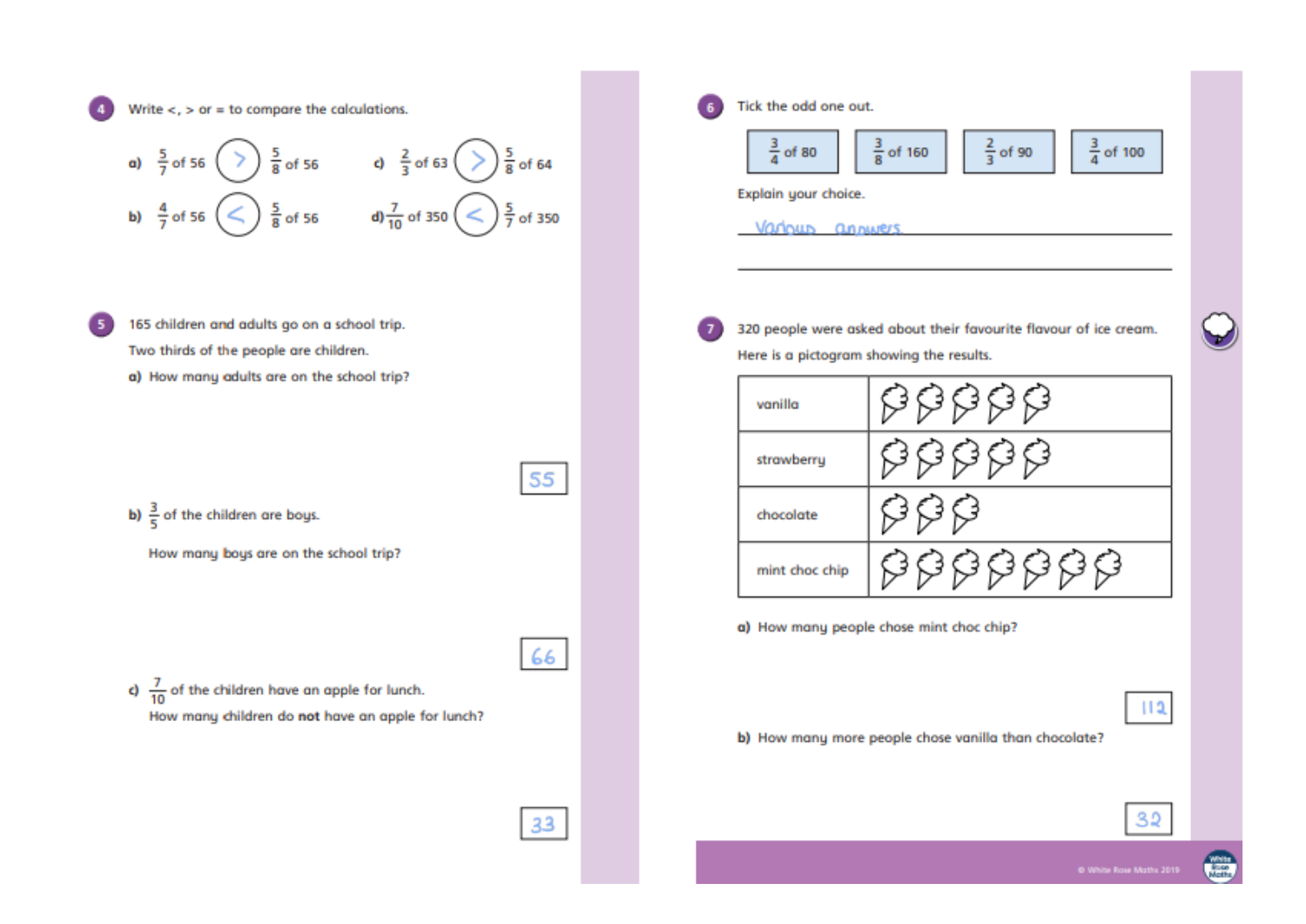4 Write <, > or = to compare the calculations.

a) $\frac{5}{7}$ of 56 > $\frac{5}{8}$ of 56

b) $\frac{4}{7}$ of 56 < $\frac{5}{8}$ of 56

c) $\frac{2}{3}$ of 63 > $\frac{5}{8}$ of 64

d) $\frac{7}{10}$ of 350 < $\frac{5}{7}$ of 350

5 165 children and adults go on a school trip.

Two thirds of the people are children.

a) How many adults are on the school trip?

55

b) $\frac{3}{5}$ of the children are boys.

How many boys are on the school trip?

66

c) $\frac{7}{10}$ of the children have an apple for lunch.

How many children do **not** have an apple for lunch?

33

6 Tick the odd one out.

| $\frac{3}{4}$ of 80 | $\frac{3}{8}$ of 160 | $\frac{2}{3}$ of 90 | $\frac{3}{4}$ of 100 |

Explain your choice.

Various answers

7 320 people were asked about their favourite flavour of ice cream.

Here is a pictogram showing the results.

vanilla

strawberry

chocolate

mint choc chip

a) How many people chose mint choc chip?

112

b) How many more people chose vanilla than chocolate?

32